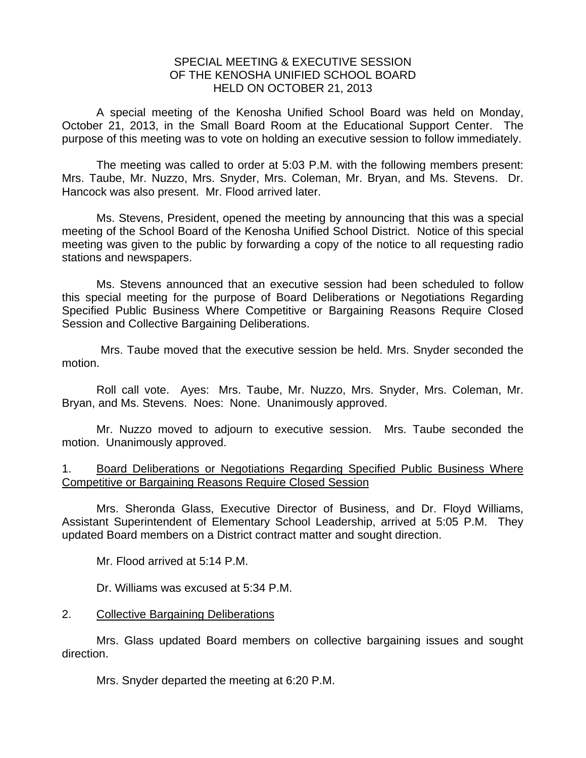# SPECIAL MEETING & EXECUTIVE SESSION OF THE KENOSHA UNIFIED SCHOOL BOARD HELD ON OCTOBER 21, 2013

A special meeting of the Kenosha Unified School Board was held on Monday, October 21, 2013, in the Small Board Room at the Educational Support Center. The purpose of this meeting was to vote on holding an executive session to follow immediately.

The meeting was called to order at 5:03 P.M. with the following members present: Mrs. Taube, Mr. Nuzzo, Mrs. Snyder, Mrs. Coleman, Mr. Bryan, and Ms. Stevens. Dr. Hancock was also present. Mr. Flood arrived later.

Ms. Stevens, President, opened the meeting by announcing that this was a special meeting of the School Board of the Kenosha Unified School District. Notice of this special meeting was given to the public by forwarding a copy of the notice to all requesting radio stations and newspapers.

Ms. Stevens announced that an executive session had been scheduled to follow this special meeting for the purpose of Board Deliberations or Negotiations Regarding Specified Public Business Where Competitive or Bargaining Reasons Require Closed Session and Collective Bargaining Deliberations.

Mrs. Taube moved that the executive session be held. Mrs. Snyder seconded the motion.

Roll call vote. Ayes: Mrs. Taube, Mr. Nuzzo, Mrs. Snyder, Mrs. Coleman, Mr. Bryan, and Ms. Stevens. Noes: None. Unanimously approved.

Mr. Nuzzo moved to adjourn to executive session. Mrs. Taube seconded the motion. Unanimously approved.

1. Board Deliberations or Negotiations Regarding Specified Public Business Where Competitive or Bargaining Reasons Require Closed Session

Mrs. Sheronda Glass, Executive Director of Business, and Dr. Floyd Williams, Assistant Superintendent of Elementary School Leadership, arrived at 5:05 P.M. They updated Board members on a District contract matter and sought direction.

Mr. Flood arrived at 5:14 P.M.

Dr. Williams was excused at 5:34 P.M.

2. Collective Bargaining Deliberations

Mrs. Glass updated Board members on collective bargaining issues and sought direction.

Mrs. Snyder departed the meeting at 6:20 P.M.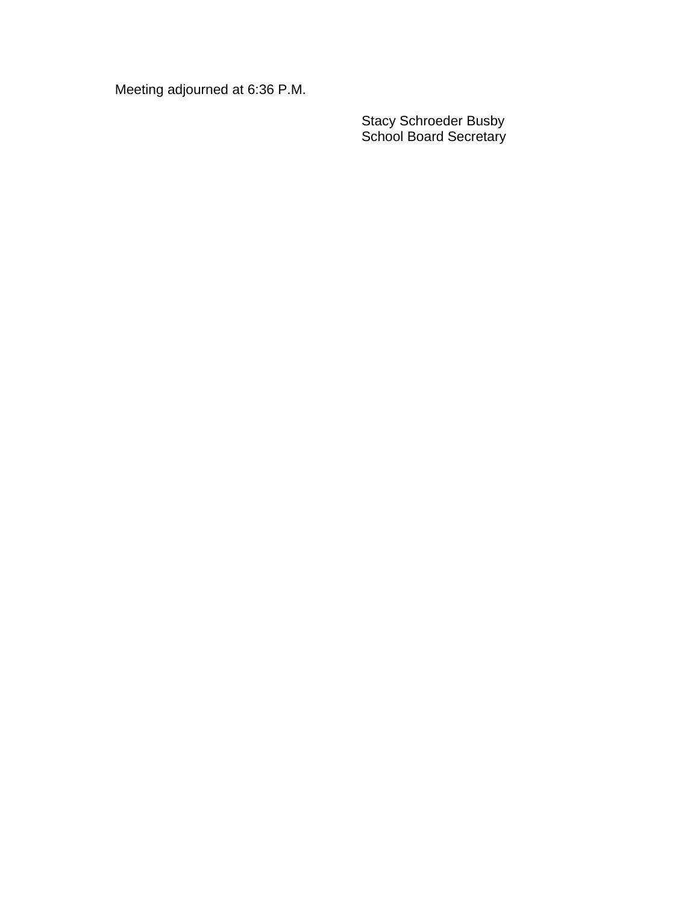Meeting adjourned at 6:36 P.M.

Stacy Schroeder Busby
School Board Secretary